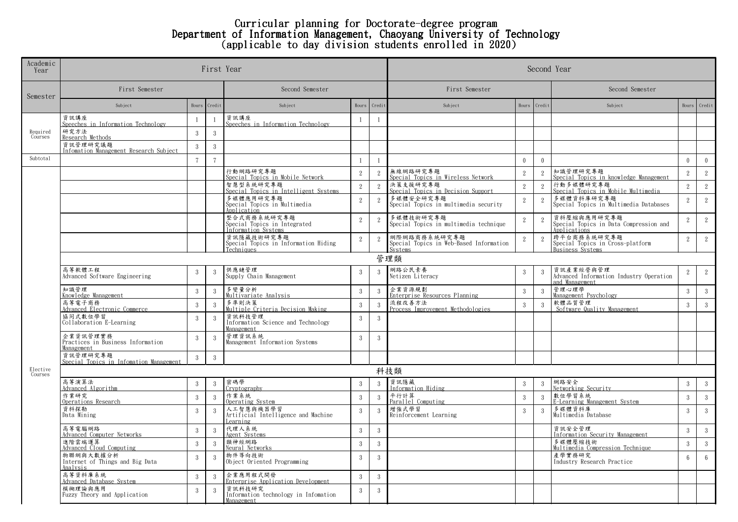# Curricular planning for Doctorate-degree program
# Department of Information Management, Chaoyang University of Technology
# (applicable to day division students enrolled in 2020)

| Academic Year | First Year | | | | | | Second Year | | | | | |
|---|---|---|---|---|---|---|---|---|---|---|---|---|
| Semester | First Semester | | | Second Semester | | | First Semester | | | Second Semester | | |
| | Subject | Hours | Credit | Subject | Hours | Credit | Subject | Hours | Credit | Subject | Hours | Credit |
| Required Courses | 資訊講座 Speeches in Information Technology | 1 | 1 | 資訊講座 Speeches in Information Technology | 1 | 1 | | | | | | |
| | 研究方法 Research Methods | 3 | 3 | | | | | | | | | |
| | 資訊管理研究議題 Infomation Management Research Subject | 3 | 3 | | | | | | | | | |
| Subtotal | | 7 | 7 | | 1 | 1 | | 0 | 0 | | 0 | 0 |
| Elective Courses | | | | 行動網路研究專題 Special Topics in Mobile Network | 2 | 2 | 無線網路研究專題 Special Topics in Wireless Network | 2 | 2 | 知識管理研究專題 Special Topics in knowledge Management | 2 | 2 |
| | | | | 智慧型系統研究專題 Special Topics in Intelligent Systems | 2 | 2 | 決策支援研究專題 Special Topics in Decision Support | 2 | 2 | 行動多媒體研究專題 Special Topics in Mobile Multimedia | 2 | 2 |
| | | | | 多媒體應用研究專題 Special Topics in Multimedia Application | 2 | 2 | 多媒體安全研究專題 Special Topics in multimedia security | 2 | 2 | 多媒體資料庫研究專題 Special Topics in Multimedia Databases | 2 | 2 |
| | | | | 整合式商務系統研究專題 Special Topics in Integrated Information Systems | 2 | 2 | 多媒體技術研究專題 Special Topics in multimedia technique | 2 | 2 | 資料壓縮與應用研究專題 Special Topics in Data Compression and Applications | 2 | 2 |
| | | | | 資訊隱藏技術研究專題 Special Topics in Information Hiding Techniques | 2 | 2 | 網際網路商務系統研究專題 Special Topics in Web-Based Information Systems | 2 | 2 | 跨平台商務系統研究專題 Special Topics in Cross-platform Business Systems | 2 | 2 |
| | 管理類 | | | | | | | | | | | |
| | 高等軟體工程 Advanced Software Engineering | 3 | 3 | 供應鏈管理 Supply Chain Management | 3 | 3 | 網路公民素養 Netizen Literacy | 3 | 3 | 資訊產業經營與管理 Advanced Information Industry Operation and Management | 2 | 2 |
| | 知識管理 Knowledge Management | 3 | 3 | 多變量分析 Multivariate Analysis | 3 | 3 | 企業資源規劃 Enterprise Resources Planning | 3 | 3 | 管理心理學 Management Psychology | 3 | 3 |
| | 高等電子商務 Advanced Electronic Commerce | 3 | 3 | 多準則決策 Multiple Criteria Decision Making | 3 | 3 | 流程改善方法 Process Improvement Methodologies | 3 | 3 | 軟體品質管理 Software Quality Management | 3 | 3 |
| | 協同式數位學習 Collaboration E-Learning | 3 | 3 | 資訊科技管理 Information Science and Technology Management | 3 | 3 | | | | | | |
| | 企業資訊管理實務 Practices in Business Information Management | 3 | 3 | 管理資訊系統 Management Information Systems | 3 | 3 | | | | | | |
| | 資訊管理研究專題 Special Topics in Infomation Management | 3 | 3 | | | | | | | | | |
| | 科技類 | | | | | | | | | | | |
| | 高等演算法 Advanced Algorithm | 3 | 3 | 密碼學 Cryptography | 3 | 3 | 資訊隱藏 Information Hiding | 3 | 3 | 網路安全 Networking Security | 3 | 3 |
| | 作業研究 Operations Research | 3 | 3 | 作業系統 Operating System | 3 | 3 | 平行計算 Parallel Computing | 3 | 3 | 數位學習系統 E-Learning Management System | 3 | 3 |
| | 資料探勘 Data Mining | 3 | 3 | 人工智慧與機器學習 Artificial Intelligence and Machine Learning | 3 | 3 | 增強式學習 Reinforcement Learning | 3 | 3 | 多媒體資料庫 Multimedia Database | 3 | 3 |
| | 高等電腦網路 Advanced Computer Networks | 3 | 3 | 代理人系統 Agent Systems | 3 | 3 | | | | 資訊安全管理 Information Security Management | 3 | 3 |
| | 進階雲端運算 Advanced Cloud Computing | 3 | 3 | 類神經網路 Neural Networks | 3 | 3 | | | | 多媒體壓縮技術 Multimedia Compression Technique | 3 | 3 |
| | 物聯網與大數據分析 Internet of Things and Big Data Analysis | 3 | 3 | 物件導向技術 Object Oriented Programming | 3 | 3 | | | | 產學實務研究 Industry Research Practice | 6 | 6 |
| | 高等資料庫系統 Advanced Database System | 3 | 3 | 企業應用程式開發 Enterprise Application Development | 3 | 3 | | | | | | |
| | 模糊理論與應用 Fuzzy Theory and Application | 3 | 3 | 資訊科技研究 Information technology in Infomation Management | 3 | 3 | | | | | | |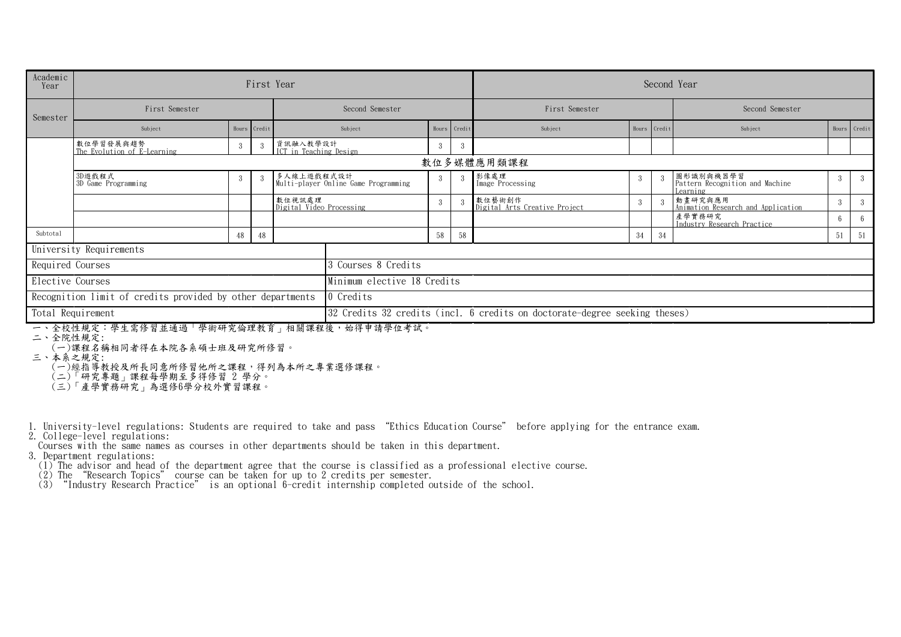| Academic Year | First Year | | | | | | Second Year | | | | | |
|---|---|---|---|---|---|---|---|---|---|---|---|---|
| Semester | First Semester | | | Second Semester | | | First Semester | | | Second Semester | | |
| | Subject | Hours | Credit | Subject | Hours | Credit | Subject | Hours | Credit | Subject | Hours | Credit |
| | 數位學習發展與趨勢 The Evolution of E-Learning | 3 | 3 | 資訊融入教學設計 ICT in Teaching Design | 3 | 3 | | | | | | |
| | 數位多媒體應用類課程 | | | | | | | | | | | |
| | 3D遊戲程式 3D Game Programming | 3 | 3 | 多人線上遊戲程式設計 Multi-player Online Game Programming | 3 | 3 | 影像處理 Image Processing | 3 | 3 | 圖形識別與機器學習 Pattern Recognition and Machine Learning | 3 | 3 |
| | | | | 數位視訊處理 Digital Video Processing | 3 | 3 | 數位藝術創作 Digital Arts Creative Project | 3 | 3 | 動畫研究與應用 Animation Research and Application | 3 | 3 |
| | | | | | | | | | | 產學實務研究 Industry Research Practice | 6 | 6 |
| Subtotal | | 48 | 48 | | 58 | 58 | | 34 | 34 | | 51 | 51 |

| | |
|---|---|
| University Requirements | |
| Required Courses | 3 Courses 8 Credits |
| Elective Courses | Minimum elective 18 Credits |
| Recognition limit of credits provided by other departments | 0 Credits |
| Total Requirement | 32 Credits 32 credits (incl. 6 credits on doctorate-degree seeking theses) |

一、全校性規定：學生需修習並通過「學術研究倫理教育」相關課程後，始得申請學位考試。
二、全院性規定:
(一)課程名稱相同者得在本院各系碩士班及研究所修習。
三、本系之規定:
(一)經指導教授及所長同意所修習他所之課程，得列為本所之專業選修課程。
(二)「研究專題」課程每學期至多得修習 2 學分。
(三)「產學實務研究」為選修6學分校外實習課程。

1. University-level regulations: Students are required to take and pass "Ethics Education Course" before applying for the entrance exam.
2. College-level regulations:
Courses with the same names as courses in other departments should be taken in this department.
3. Department regulations:
(1) The advisor and head of the department agree that the course is classified as a professional elective course.
(2) The "Research Topics" course can be taken for up to 2 credits per semester.
(3) "Industry Research Practice" is an optional 6-credit internship completed outside of the school.